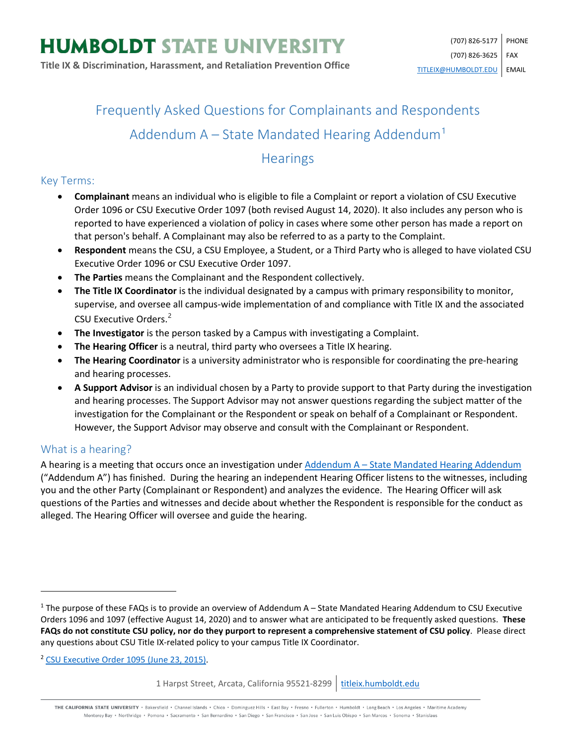# HUMBOLDT STATE UNIVERSITY

**Title IX & Discrimination, Harassment, and Retaliation Prevention Office**

(707) 826-5177 PHONE
(707) 826-3625 FAX
TITLEIX@HUMBOLDT.EDU EMAIL

## Frequently Asked Questions for Complainants and Respondents

## Addendum A – State Mandated Hearing Addendum[1]

## Hearings

### Key Terms:

- **Complainant** means an individual who is eligible to file a Complaint or report a violation of CSU Executive Order 1096 or CSU Executive Order 1097 (both revised August 14, 2020). It also includes any person who is reported to have experienced a violation of policy in cases where some other person has made a report on that person's behalf. A Complainant may also be referred to as a party to the Complaint.
- **Respondent** means the CSU, a CSU Employee, a Student, or a Third Party who is alleged to have violated CSU Executive Order 1096 or CSU Executive Order 1097.
- **The Parties** means the Complainant and the Respondent collectively.
- **The Title IX Coordinator** is the individual designated by a campus with primary responsibility to monitor, supervise, and oversee all campus-wide implementation of and compliance with Title IX and the associated CSU Executive Orders.[2]
- **The Investigator** is the person tasked by a Campus with investigating a Complaint.
- **The Hearing Officer** is a neutral, third party who oversees a Title IX hearing.
- **The Hearing Coordinator** is a university administrator who is responsible for coordinating the pre-hearing and hearing processes.
- **A Support Advisor** is an individual chosen by a Party to provide support to that Party during the investigation and hearing processes. The Support Advisor may not answer questions regarding the subject matter of the investigation for the Complainant or the Respondent or speak on behalf of a Complainant or Respondent. However, the Support Advisor may observe and consult with the Complainant or Respondent.

### What is a hearing?

A hearing is a meeting that occurs once an investigation under Addendum A – State Mandated Hearing Addendum ("Addendum A") has finished. During the hearing an independent Hearing Officer listens to the witnesses, including you and the other Party (Complainant or Respondent) and analyzes the evidence. The Hearing Officer will ask questions of the Parties and witnesses and decide about whether the Respondent is responsible for the conduct as alleged. The Hearing Officer will oversee and guide the hearing.

---

[1] The purpose of these FAQs is to provide an overview of Addendum A – State Mandated Hearing Addendum to CSU Executive Orders 1096 and 1097 (effective August 14, 2020) and to answer what are anticipated to be frequently asked questions. **These FAQs do not constitute CSU policy, nor do they purport to represent a comprehensive statement of CSU policy**. Please direct any questions about CSU Title IX-related policy to your campus Title IX Coordinator.

[2] CSU Executive Order 1095 (June 23, 2015).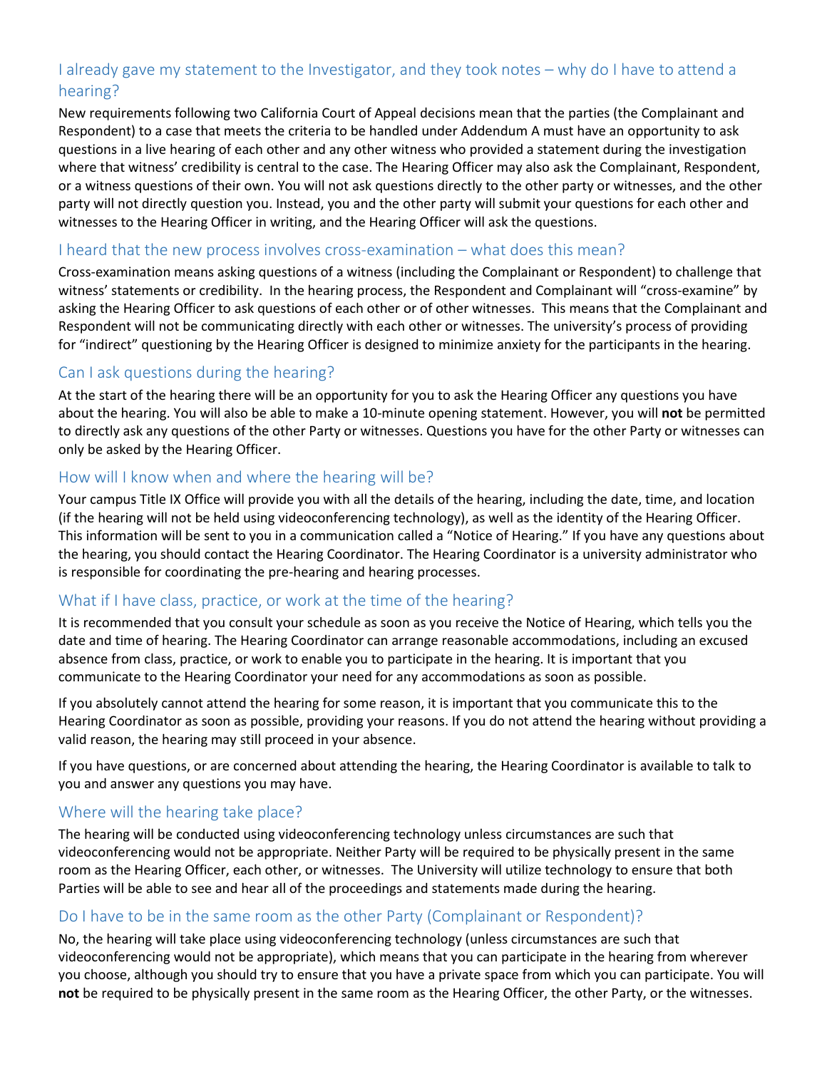## I already gave my statement to the Investigator, and they took notes – why do I have to attend a hearing?

New requirements following two California Court of Appeal decisions mean that the parties (the Complainant and Respondent) to a case that meets the criteria to be handled under Addendum A must have an opportunity to ask questions in a live hearing of each other and any other witness who provided a statement during the investigation where that witness' credibility is central to the case. The Hearing Officer may also ask the Complainant, Respondent, or a witness questions of their own. You will not ask questions directly to the other party or witnesses, and the other party will not directly question you. Instead, you and the other party will submit your questions for each other and witnesses to the Hearing Officer in writing, and the Hearing Officer will ask the questions.

## I heard that the new process involves cross-examination – what does this mean?

Cross-examination means asking questions of a witness (including the Complainant or Respondent) to challenge that witness' statements or credibility. In the hearing process, the Respondent and Complainant will "cross-examine" by asking the Hearing Officer to ask questions of each other or of other witnesses. This means that the Complainant and Respondent will not be communicating directly with each other or witnesses. The university's process of providing for "indirect" questioning by the Hearing Officer is designed to minimize anxiety for the participants in the hearing.

## Can I ask questions during the hearing?

At the start of the hearing there will be an opportunity for you to ask the Hearing Officer any questions you have about the hearing. You will also be able to make a 10-minute opening statement. However, you will **not** be permitted to directly ask any questions of the other Party or witnesses. Questions you have for the other Party or witnesses can only be asked by the Hearing Officer.

## How will I know when and where the hearing will be?

Your campus Title IX Office will provide you with all the details of the hearing, including the date, time, and location (if the hearing will not be held using videoconferencing technology), as well as the identity of the Hearing Officer. This information will be sent to you in a communication called a "Notice of Hearing." If you have any questions about the hearing, you should contact the Hearing Coordinator. The Hearing Coordinator is a university administrator who is responsible for coordinating the pre-hearing and hearing processes.

## What if I have class, practice, or work at the time of the hearing?

It is recommended that you consult your schedule as soon as you receive the Notice of Hearing, which tells you the date and time of hearing. The Hearing Coordinator can arrange reasonable accommodations, including an excused absence from class, practice, or work to enable you to participate in the hearing. It is important that you communicate to the Hearing Coordinator your need for any accommodations as soon as possible.

If you absolutely cannot attend the hearing for some reason, it is important that you communicate this to the Hearing Coordinator as soon as possible, providing your reasons. If you do not attend the hearing without providing a valid reason, the hearing may still proceed in your absence.

If you have questions, or are concerned about attending the hearing, the Hearing Coordinator is available to talk to you and answer any questions you may have.

## Where will the hearing take place?

The hearing will be conducted using videoconferencing technology unless circumstances are such that videoconferencing would not be appropriate. Neither Party will be required to be physically present in the same room as the Hearing Officer, each other, or witnesses. The University will utilize technology to ensure that both Parties will be able to see and hear all of the proceedings and statements made during the hearing.

## Do I have to be in the same room as the other Party (Complainant or Respondent)?

No, the hearing will take place using videoconferencing technology (unless circumstances are such that videoconferencing would not be appropriate), which means that you can participate in the hearing from wherever you choose, although you should try to ensure that you have a private space from which you can participate. You will **not** be required to be physically present in the same room as the Hearing Officer, the other Party, or the witnesses.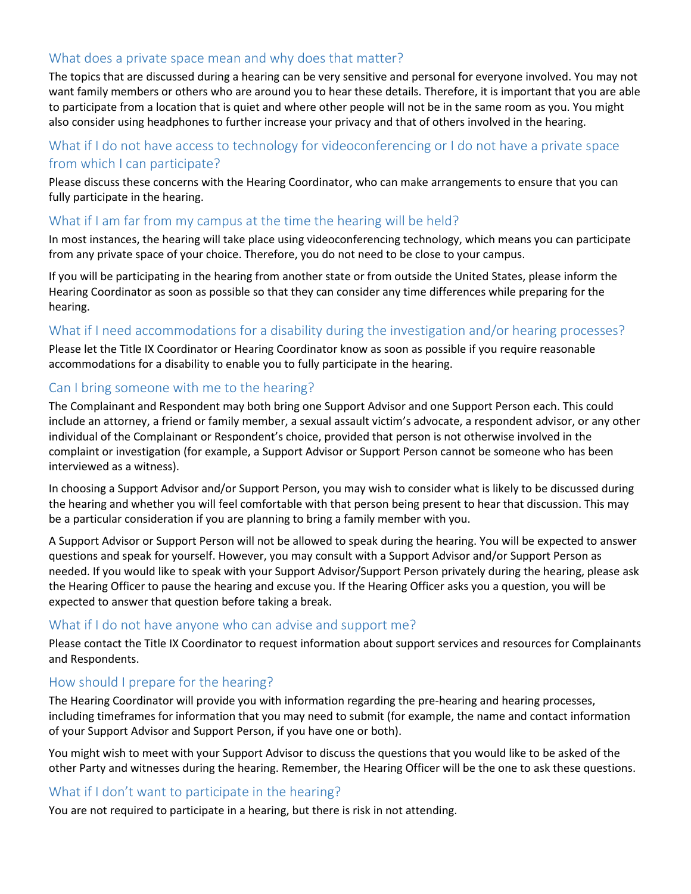## What does a private space mean and why does that matter?

The topics that are discussed during a hearing can be very sensitive and personal for everyone involved. You may not want family members or others who are around you to hear these details. Therefore, it is important that you are able to participate from a location that is quiet and where other people will not be in the same room as you. You might also consider using headphones to further increase your privacy and that of others involved in the hearing.

## What if I do not have access to technology for videoconferencing or I do not have a private space from which I can participate?

Please discuss these concerns with the Hearing Coordinator, who can make arrangements to ensure that you can fully participate in the hearing.

## What if I am far from my campus at the time the hearing will be held?

In most instances, the hearing will take place using videoconferencing technology, which means you can participate from any private space of your choice. Therefore, you do not need to be close to your campus.

If you will be participating in the hearing from another state or from outside the United States, please inform the Hearing Coordinator as soon as possible so that they can consider any time differences while preparing for the hearing.

## What if I need accommodations for a disability during the investigation and/or hearing processes?

Please let the Title IX Coordinator or Hearing Coordinator know as soon as possible if you require reasonable accommodations for a disability to enable you to fully participate in the hearing.

## Can I bring someone with me to the hearing?

The Complainant and Respondent may both bring one Support Advisor and one Support Person each. This could include an attorney, a friend or family member, a sexual assault victim's advocate, a respondent advisor, or any other individual of the Complainant or Respondent's choice, provided that person is not otherwise involved in the complaint or investigation (for example, a Support Advisor or Support Person cannot be someone who has been interviewed as a witness).

In choosing a Support Advisor and/or Support Person, you may wish to consider what is likely to be discussed during the hearing and whether you will feel comfortable with that person being present to hear that discussion. This may be a particular consideration if you are planning to bring a family member with you.

A Support Advisor or Support Person will not be allowed to speak during the hearing. You will be expected to answer questions and speak for yourself. However, you may consult with a Support Advisor and/or Support Person as needed. If you would like to speak with your Support Advisor/Support Person privately during the hearing, please ask the Hearing Officer to pause the hearing and excuse you. If the Hearing Officer asks you a question, you will be expected to answer that question before taking a break.

## What if I do not have anyone who can advise and support me?

Please contact the Title IX Coordinator to request information about support services and resources for Complainants and Respondents.

## How should I prepare for the hearing?

The Hearing Coordinator will provide you with information regarding the pre-hearing and hearing processes, including timeframes for information that you may need to submit (for example, the name and contact information of your Support Advisor and Support Person, if you have one or both).

You might wish to meet with your Support Advisor to discuss the questions that you would like to be asked of the other Party and witnesses during the hearing. Remember, the Hearing Officer will be the one to ask these questions.

## What if I don't want to participate in the hearing?

You are not required to participate in a hearing, but there is risk in not attending.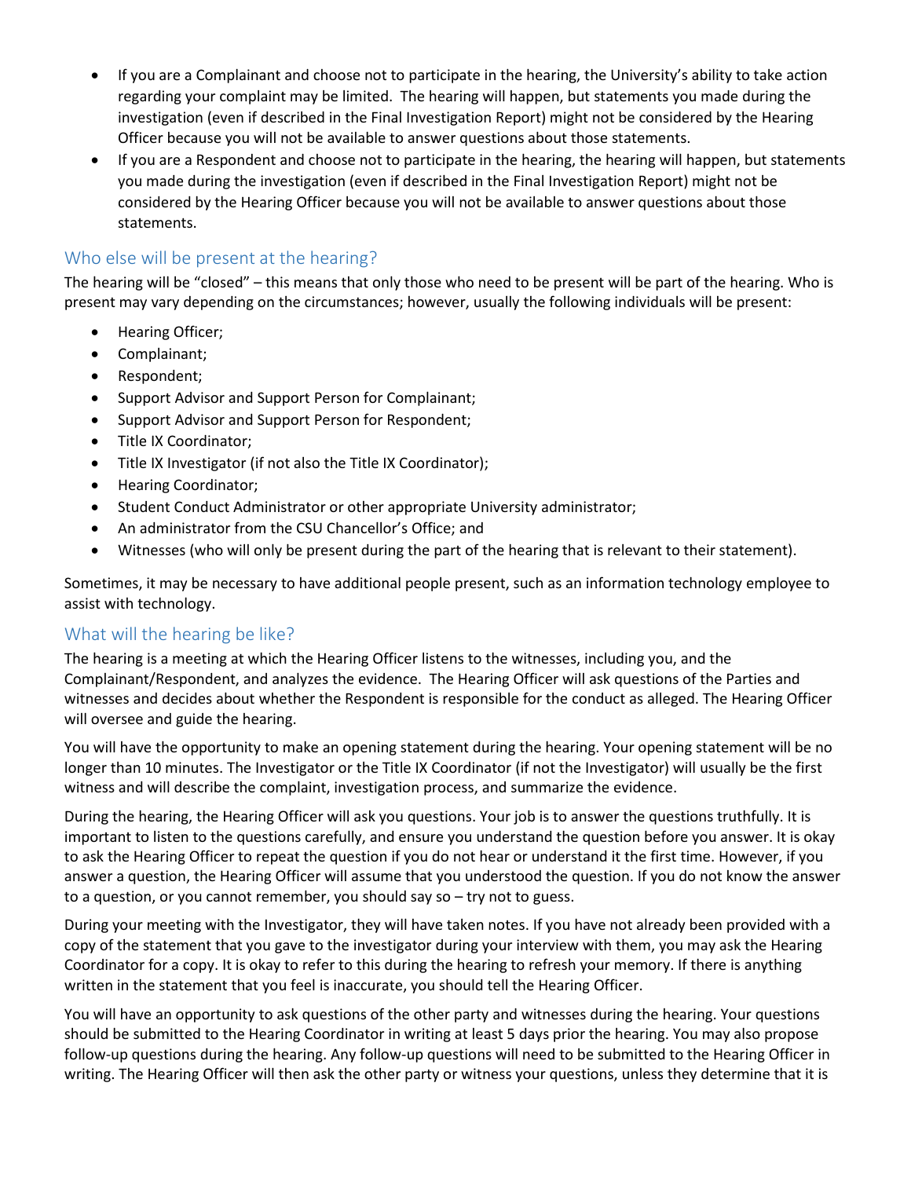- If you are a Complainant and choose not to participate in the hearing, the University's ability to take action regarding your complaint may be limited. The hearing will happen, but statements you made during the investigation (even if described in the Final Investigation Report) might not be considered by the Hearing Officer because you will not be available to answer questions about those statements.
- If you are a Respondent and choose not to participate in the hearing, the hearing will happen, but statements you made during the investigation (even if described in the Final Investigation Report) might not be considered by the Hearing Officer because you will not be available to answer questions about those statements.

## Who else will be present at the hearing?

The hearing will be "closed" – this means that only those who need to be present will be part of the hearing. Who is present may vary depending on the circumstances; however, usually the following individuals will be present:

- Hearing Officer;
- Complainant;
- Respondent;
- Support Advisor and Support Person for Complainant;
- Support Advisor and Support Person for Respondent;
- Title IX Coordinator;
- Title IX Investigator (if not also the Title IX Coordinator);
- Hearing Coordinator;
- Student Conduct Administrator or other appropriate University administrator;
- An administrator from the CSU Chancellor's Office; and
- Witnesses (who will only be present during the part of the hearing that is relevant to their statement).

Sometimes, it may be necessary to have additional people present, such as an information technology employee to assist with technology.

## What will the hearing be like?

The hearing is a meeting at which the Hearing Officer listens to the witnesses, including you, and the Complainant/Respondent, and analyzes the evidence. The Hearing Officer will ask questions of the Parties and witnesses and decides about whether the Respondent is responsible for the conduct as alleged. The Hearing Officer will oversee and guide the hearing.

You will have the opportunity to make an opening statement during the hearing. Your opening statement will be no longer than 10 minutes. The Investigator or the Title IX Coordinator (if not the Investigator) will usually be the first witness and will describe the complaint, investigation process, and summarize the evidence.

During the hearing, the Hearing Officer will ask you questions. Your job is to answer the questions truthfully. It is important to listen to the questions carefully, and ensure you understand the question before you answer. It is okay to ask the Hearing Officer to repeat the question if you do not hear or understand it the first time. However, if you answer a question, the Hearing Officer will assume that you understood the question. If you do not know the answer to a question, or you cannot remember, you should say so – try not to guess.

During your meeting with the Investigator, they will have taken notes. If you have not already been provided with a copy of the statement that you gave to the investigator during your interview with them, you may ask the Hearing Coordinator for a copy. It is okay to refer to this during the hearing to refresh your memory. If there is anything written in the statement that you feel is inaccurate, you should tell the Hearing Officer.

You will have an opportunity to ask questions of the other party and witnesses during the hearing. Your questions should be submitted to the Hearing Coordinator in writing at least 5 days prior the hearing. You may also propose follow-up questions during the hearing. Any follow-up questions will need to be submitted to the Hearing Officer in writing. The Hearing Officer will then ask the other party or witness your questions, unless they determine that it is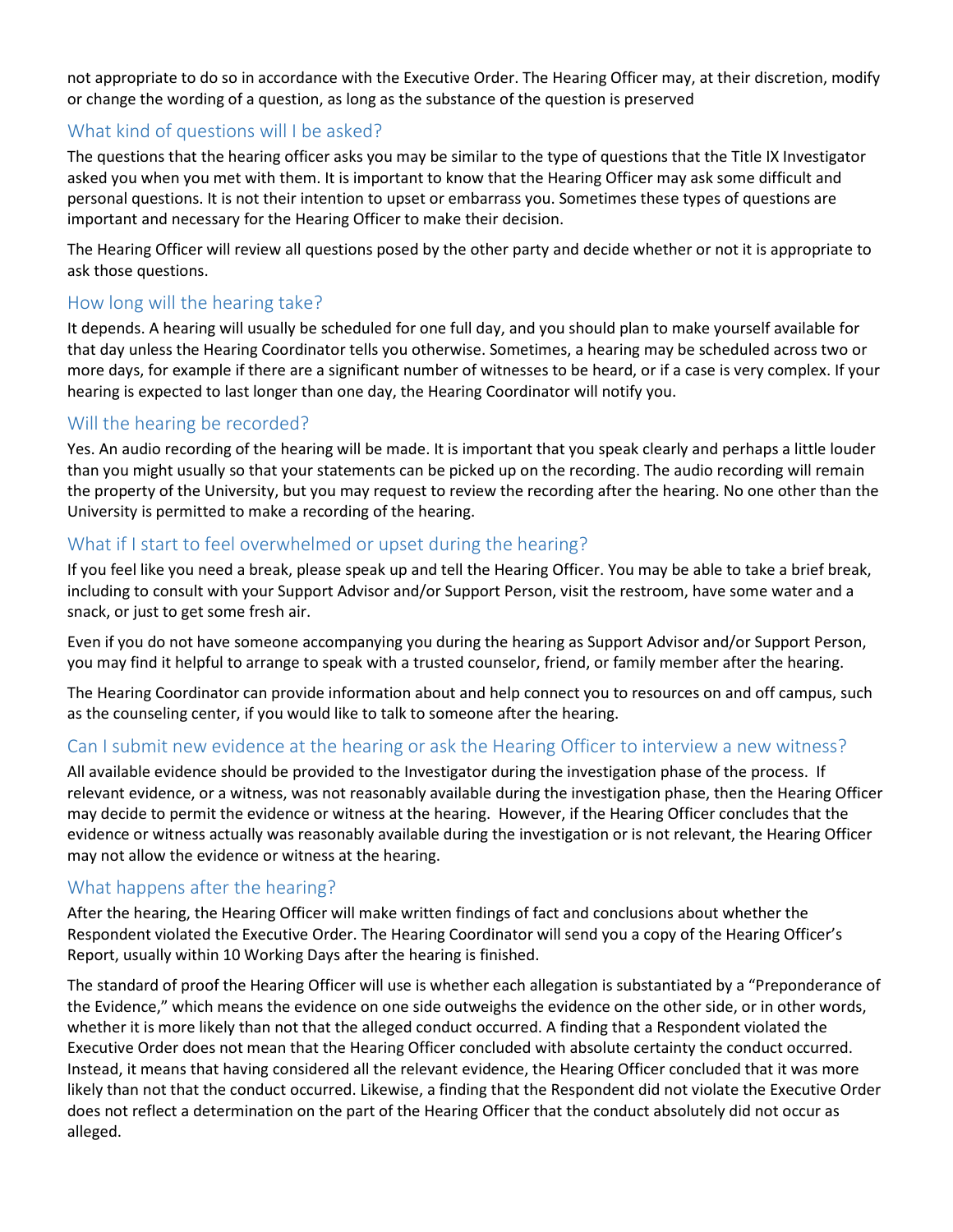not appropriate to do so in accordance with the Executive Order. The Hearing Officer may, at their discretion, modify or change the wording of a question, as long as the substance of the question is preserved

## What kind of questions will I be asked?

The questions that the hearing officer asks you may be similar to the type of questions that the Title IX Investigator asked you when you met with them. It is important to know that the Hearing Officer may ask some difficult and personal questions. It is not their intention to upset or embarrass you. Sometimes these types of questions are important and necessary for the Hearing Officer to make their decision.

The Hearing Officer will review all questions posed by the other party and decide whether or not it is appropriate to ask those questions.

## How long will the hearing take?

It depends. A hearing will usually be scheduled for one full day, and you should plan to make yourself available for that day unless the Hearing Coordinator tells you otherwise. Sometimes, a hearing may be scheduled across two or more days, for example if there are a significant number of witnesses to be heard, or if a case is very complex. If your hearing is expected to last longer than one day, the Hearing Coordinator will notify you.

## Will the hearing be recorded?

Yes. An audio recording of the hearing will be made. It is important that you speak clearly and perhaps a little louder than you might usually so that your statements can be picked up on the recording. The audio recording will remain the property of the University, but you may request to review the recording after the hearing. No one other than the University is permitted to make a recording of the hearing.

## What if I start to feel overwhelmed or upset during the hearing?

If you feel like you need a break, please speak up and tell the Hearing Officer. You may be able to take a brief break, including to consult with your Support Advisor and/or Support Person, visit the restroom, have some water and a snack, or just to get some fresh air.

Even if you do not have someone accompanying you during the hearing as Support Advisor and/or Support Person, you may find it helpful to arrange to speak with a trusted counselor, friend, or family member after the hearing.

The Hearing Coordinator can provide information about and help connect you to resources on and off campus, such as the counseling center, if you would like to talk to someone after the hearing.

## Can I submit new evidence at the hearing or ask the Hearing Officer to interview a new witness?

All available evidence should be provided to the Investigator during the investigation phase of the process. If relevant evidence, or a witness, was not reasonably available during the investigation phase, then the Hearing Officer may decide to permit the evidence or witness at the hearing. However, if the Hearing Officer concludes that the evidence or witness actually was reasonably available during the investigation or is not relevant, the Hearing Officer may not allow the evidence or witness at the hearing.

## What happens after the hearing?

After the hearing, the Hearing Officer will make written findings of fact and conclusions about whether the Respondent violated the Executive Order. The Hearing Coordinator will send you a copy of the Hearing Officer's Report, usually within 10 Working Days after the hearing is finished.

The standard of proof the Hearing Officer will use is whether each allegation is substantiated by a "Preponderance of the Evidence," which means the evidence on one side outweighs the evidence on the other side, or in other words, whether it is more likely than not that the alleged conduct occurred. A finding that a Respondent violated the Executive Order does not mean that the Hearing Officer concluded with absolute certainty the conduct occurred. Instead, it means that having considered all the relevant evidence, the Hearing Officer concluded that it was more likely than not that the conduct occurred. Likewise, a finding that the Respondent did not violate the Executive Order does not reflect a determination on the part of the Hearing Officer that the conduct absolutely did not occur as alleged.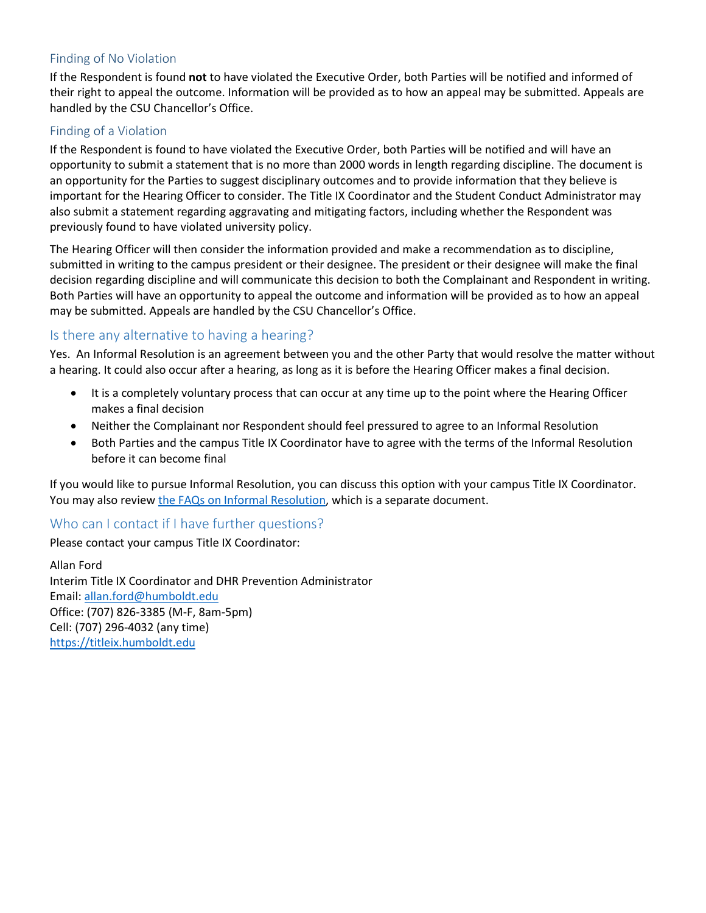### Finding of No Violation

If the Respondent is found **not** to have violated the Executive Order, both Parties will be notified and informed of their right to appeal the outcome. Information will be provided as to how an appeal may be submitted. Appeals are handled by the CSU Chancellor's Office.

### Finding of a Violation

If the Respondent is found to have violated the Executive Order, both Parties will be notified and will have an opportunity to submit a statement that is no more than 2000 words in length regarding discipline. The document is an opportunity for the Parties to suggest disciplinary outcomes and to provide information that they believe is important for the Hearing Officer to consider. The Title IX Coordinator and the Student Conduct Administrator may also submit a statement regarding aggravating and mitigating factors, including whether the Respondent was previously found to have violated university policy.

The Hearing Officer will then consider the information provided and make a recommendation as to discipline, submitted in writing to the campus president or their designee. The president or their designee will make the final decision regarding discipline and will communicate this decision to both the Complainant and Respondent in writing. Both Parties will have an opportunity to appeal the outcome and information will be provided as to how an appeal may be submitted. Appeals are handled by the CSU Chancellor's Office.

## Is there any alternative to having a hearing?

Yes. An Informal Resolution is an agreement between you and the other Party that would resolve the matter without a hearing. It could also occur after a hearing, as long as it is before the Hearing Officer makes a final decision.

- It is a completely voluntary process that can occur at any time up to the point where the Hearing Officer makes a final decision
- Neither the Complainant nor Respondent should feel pressured to agree to an Informal Resolution
- Both Parties and the campus Title IX Coordinator have to agree with the terms of the Informal Resolution before it can become final

If you would like to pursue Informal Resolution, you can discuss this option with your campus Title IX Coordinator. You may also review the FAQs on Informal Resolution, which is a separate document.

## Who can I contact if I have further questions?

Please contact your campus Title IX Coordinator:

Allan Ford
Interim Title IX Coordinator and DHR Prevention Administrator
Email: allan.ford@humboldt.edu
Office: (707) 826-3385 (M-F, 8am-5pm)
Cell: (707) 296-4032 (any time)
https://titleix.humboldt.edu